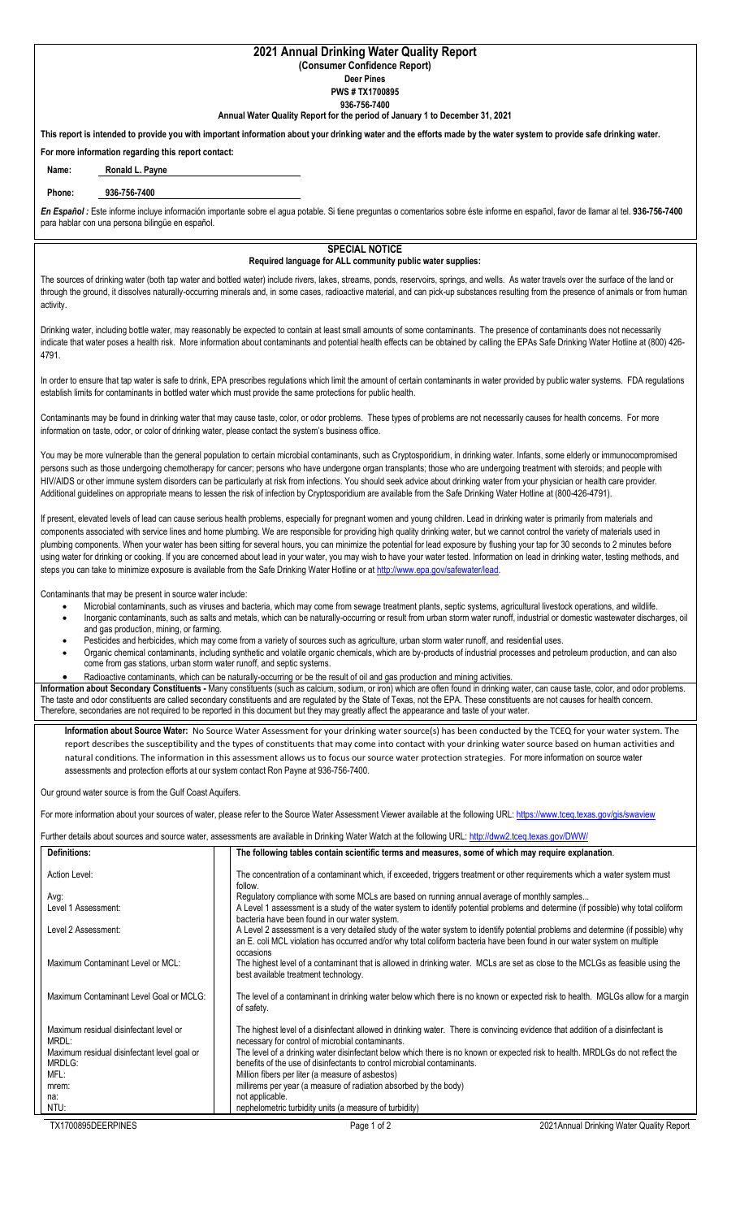# 2021 Annual Drinking Water Quality Report

**(Consumer Confidence Report)**

**Deer Pines**

**PWS # TX1700895**

**936-756-7400**

**Annual Water Quality Report for the period of January 1 to December 31, 2021**

**This report is intended to provide you with important information about your drinking water and the efforts made by the water system to provide safe drinking water.**

**For more information regarding this report contact:**

**Name:** Ronald L. Payne

**Phone:** 936-756-7400

***En Español :*** Este informe incluye información importante sobre el agua potable. Si tiene preguntas o comentarios sobre éste informe en español, favor de llamar al tel. **936-756-7400** para hablar con una persona bilingüe en español.

## SPECIAL NOTICE

**Required language for ALL community public water supplies:**

The sources of drinking water (both tap water and bottled water) include rivers, lakes, streams, ponds, reservoirs, springs, and wells. As water travels over the surface of the land or through the ground, it dissolves naturally-occurring minerals and, in some cases, radioactive material, and can pick-up substances resulting from the presence of animals or from human activity.

Drinking water, including bottle water, may reasonably be expected to contain at least small amounts of some contaminants. The presence of contaminants does not necessarily indicate that water poses a health risk. More information about contaminants and potential health effects can be obtained by calling the EPAs Safe Drinking Water Hotline at (800) 426-4791.

In order to ensure that tap water is safe to drink, EPA prescribes regulations which limit the amount of certain contaminants in water provided by public water systems. FDA regulations establish limits for contaminants in bottled water which must provide the same protections for public health.

Contaminants may be found in drinking water that may cause taste, color, or odor problems. These types of problems are not necessarily causes for health concerns. For more information on taste, odor, or color of drinking water, please contact the system's business office.

You may be more vulnerable than the general population to certain microbial contaminants, such as Cryptosporidium, in drinking water. Infants, some elderly or immunocompromised persons such as those undergoing chemotherapy for cancer; persons who have undergone organ transplants; those who are undergoing treatment with steroids; and people with HIV/AIDS or other immune system disorders can be particularly at risk from infections. You should seek advice about drinking water from your physician or health care provider. Additional guidelines on appropriate means to lessen the risk of infection by Cryptosporidium are available from the Safe Drinking Water Hotline at (800-426-4791).

If present, elevated levels of lead can cause serious health problems, especially for pregnant women and young children. Lead in drinking water is primarily from materials and components associated with service lines and home plumbing. We are responsible for providing high quality drinking water, but we cannot control the variety of materials used in plumbing components. When your water has been sitting for several hours, you can minimize the potential for lead exposure by flushing your tap for 30 seconds to 2 minutes before using water for drinking or cooking. If you are concerned about lead in your water, you may wish to have your water tested. Information on lead in drinking water, testing methods, and steps you can take to minimize exposure is available from the Safe Drinking Water Hotline or at http://www.epa.gov/safewater/lead.

Contaminants that may be present in source water include:

- Microbial contaminants, such as viruses and bacteria, which may come from sewage treatment plants, septic systems, agricultural livestock operations, and wildlife.
- Inorganic contaminants, such as salts and metals, which can be naturally-occurring or result from urban storm water runoff, industrial or domestic wastewater discharges, oil and gas production, mining, or farming.
- Pesticides and herbicides, which may come from a variety of sources such as agriculture, urban storm water runoff, and residential uses.
- Organic chemical contaminants, including synthetic and volatile organic chemicals, which are by-products of industrial processes and petroleum production, and can also come from gas stations, urban storm water runoff, and septic systems.
- Radioactive contaminants, which can be naturally-occurring or be the result of oil and gas production and mining activities.

**Information about Secondary Constituents -** Many constituents (such as calcium, sodium, or iron) which are often found in drinking water, can cause taste, color, and odor problems. The taste and odor constituents are called secondary constituents and are regulated by the State of Texas, not the EPA. These constituents are not causes for health concern. Therefore, secondaries are not required to be reported in this document but they may greatly affect the appearance and taste of your water.

**Information about Source Water:** No Source Water Assessment for your drinking water source(s) has been conducted by the TCEQ for your water system. The report describes the susceptibility and the types of constituents that may come into contact with your drinking water source based on human activities and natural conditions. The information in this assessment allows us to focus our source water protection strategies. For more information on source water assessments and protection efforts at our system contact Ron Payne at 936-756-7400.

Our ground water source is from the Gulf Coast Aquifers.

For more information about your sources of water, please refer to the Source Water Assessment Viewer available at the following URL: https://www.tceq.texas.gov/gis/swaview

Further details about sources and source water, assessments are available in Drinking Water Watch at the following URL: http://dww2.tceq.texas.gov/DWW/

| Definitions: | The following tables contain scientific terms and measures, some of which may require explanation. |
|---|---|
| Action Level: | The concentration of a contaminant which, if exceeded, triggers treatment or other requirements which a water system must follow. |
| Avg: | Regulatory compliance with some MCLs are based on running annual average of monthly samples... |
| Level 1 Assessment: | A Level 1 assessment is a study of the water system to identify potential problems and determine (if possible) why total coliform bacteria have been found in our water system. |
| Level 2 Assessment: | A Level 2 assessment is a very detailed study of the water system to identify potential problems and determine (if possible) why an E. coli MCL violation has occurred and/or why total coliform bacteria have been found in our water system on multiple occasions |
| Maximum Contaminant Level or MCL: | The highest level of a contaminant that is allowed in drinking water. MCLs are set as close to the MCLGs as feasible using the best available treatment technology. |
| Maximum Contaminant Level Goal or MCLG: | The level of a contaminant in drinking water below which there is no known or expected risk to health. MGLGs allow for a margin of safety. |
| Maximum residual disinfectant level or MRDL: | The highest level of a disinfectant allowed in drinking water. There is convincing evidence that addition of a disinfectant is necessary for control of microbial contaminants. |
| Maximum residual disinfectant level goal or MRDLG: | The level of a drinking water disinfectant below which there is no known or expected risk to health. MRDLGs do not reflect the benefits of the use of disinfectants to control microbial contaminants. |
| MFL: | Million fibers per liter (a measure of asbestos) |
| mrem: | millirems per year (a measure of radiation absorbed by the body) |
| na: | not applicable. |
| NTU: | nephelometric turbidity units (a measure of turbidity) |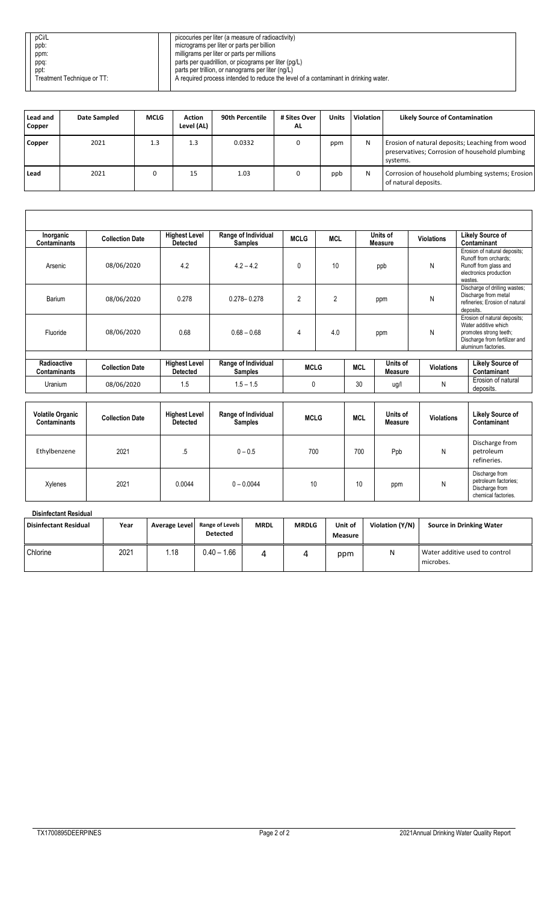| | |
|---|---|
| pCi/L | picocuries per liter (a measure of radioactivity) |
| ppb: | micrograms per liter or parts per billion |
| ppm: | milligrams per liter or parts per millions |
| ppq: | parts per quadrillion, or picograms per liter (pg/L) |
| ppt: | parts per trillion, or nanograms per liter (ng/L) |
| Treatment Technique or TT: | A required process intended to reduce the level of a contaminant in drinking water. |

| Lead and Copper | Date Sampled | MCLG | Action Level (AL) | 90th Percentile | # Sites Over AL | Units | Violation | Likely Source of Contamination |
|---|---|---|---|---|---|---|---|---|
| Copper | 2021 | 1.3 | 1.3 | 0.0332 | 0 | ppm | N | Erosion of natural deposits; Leaching from wood preservatives; Corrosion of household plumbing systems. |
| Lead | 2021 | 0 | 15 | 1.03 | 0 | ppb | N | Corrosion of household plumbing systems; Erosion of natural deposits. |

| Inorganic Contaminants | Collection Date | Highest Level Detected | Range of Individual Samples | MCLG | MCL | Units of Measure | Violations | Likely Source of Contaminant |
|---|---|---|---|---|---|---|---|---|
| Arsenic | 08/06/2020 | 4.2 | 4.2 – 4.2 | 0 | 10 | ppb | N | Erosion of natural deposits; Runoff from orchards; Runoff from glass and electronics production wastes. |
| Barium | 08/06/2020 | 0.278 | 0.278– 0.278 | 2 | 2 | ppm | N | Discharge of drilling wastes; Discharge from metal refineries; Erosion of natural deposits. |
| Fluoride | 08/06/2020 | 0.68 | 0.68 – 0.68 | 4 | 4.0 | ppm | N | Erosion of natural deposits; Water additive which promotes strong teeth; Discharge from fertilizer and aluminum factories. |

| Radioactive Contaminants | Collection Date | Highest Level Detected | Range of Individual Samples | MCLG | MCL | Units of Measure | Violations | Likely Source of Contaminant |
|---|---|---|---|---|---|---|---|---|
| Uranium | 08/06/2020 | 1.5 | 1.5 – 1.5 | 0 | 30 | ug/l | N | Erosion of natural deposits. |

| Volatile Organic Contaminants | Collection Date | Highest Level Detected | Range of Individual Samples | MCLG | MCL | Units of Measure | Violations | Likely Source of Contaminant |
|---|---|---|---|---|---|---|---|---|
| Ethylbenzene | 2021 | .5 | 0 – 0.5 | 700 | 700 | Ppb | N | Discharge from petroleum refineries. |
| Xylenes | 2021 | 0.0044 | 0 – 0.0044 | 10 | 10 | ppm | N | Discharge from petroleum factories; Discharge from chemical factories. |

**Disinfectant Residual**

| Disinfectant Residual | Year | Average Level | Range of Levels Detected | MRDL | MRDLG | Unit of Measure | Violation (Y/N) | Source in Drinking Water |
|---|---|---|---|---|---|---|---|---|
| Chlorine | 2021 | 1.18 | 0.40 – 1.66 | 4 | 4 | ppm | N | Water additive used to control microbes. |